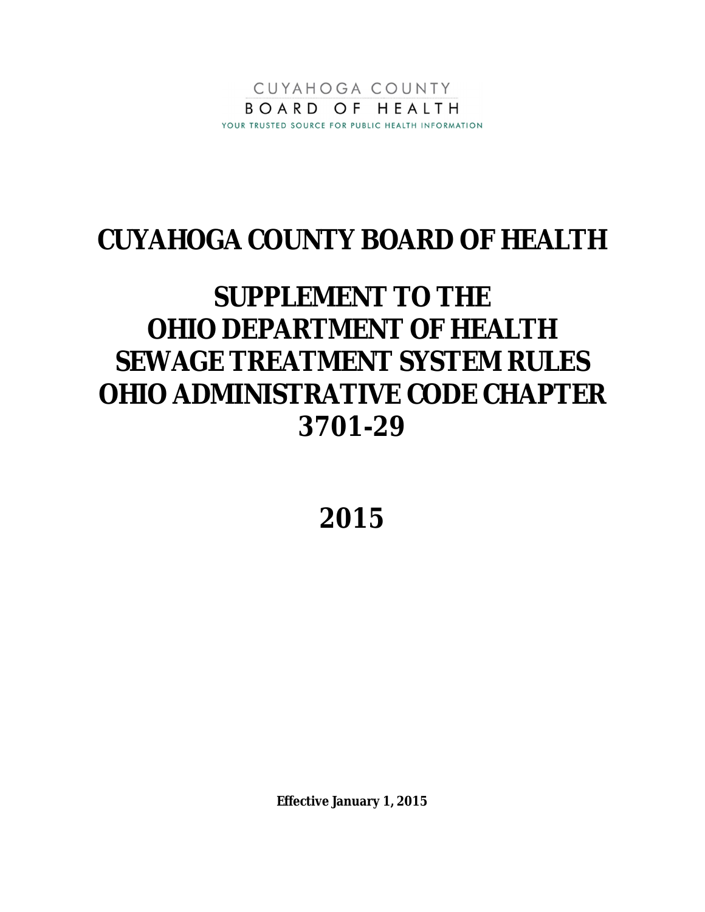CUYAHOGA COUNTY
BOARD OF HEALTH
YOUR TRUSTED SOURCE FOR PUBLIC HEALTH INFORMATION

# CUYAHOGA COUNTY BOARD OF HEALTH

# SUPPLEMENT TO THE OHIO DEPARTMENT OF HEALTH SEWAGE TREATMENT SYSTEM RULES OHIO ADMINISTRATIVE CODE CHAPTER 3701-29

# 2015

**Effective January 1, 2015**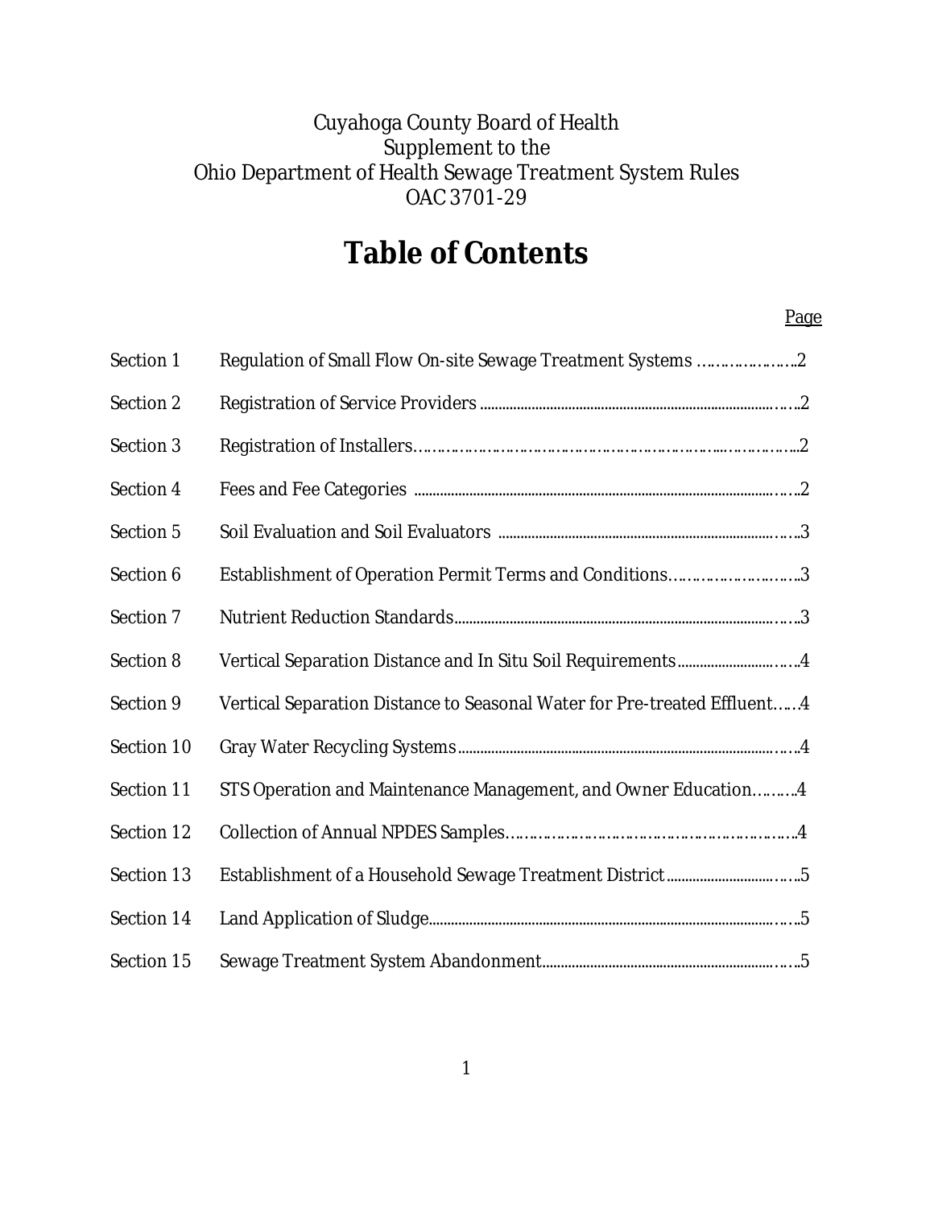Cuyahoga County Board of Health
Supplement to the
Ohio Department of Health Sewage Treatment System Rules
OAC 3701-29

# Table of Contents

| | | Page |
|---|---|---|
| Section 1 | Regulation of Small Flow On-site Sewage Treatment Systems | 2 |
| Section 2 | Registration of Service Providers | 2 |
| Section 3 | Registration of Installers | 2 |
| Section 4 | Fees and Fee Categories | 2 |
| Section 5 | Soil Evaluation and Soil Evaluators | 3 |
| Section 6 | Establishment of Operation Permit Terms and Conditions | 3 |
| Section 7 | Nutrient Reduction Standards | 3 |
| Section 8 | Vertical Separation Distance and In Situ Soil Requirements | 4 |
| Section 9 | Vertical Separation Distance to Seasonal Water for Pre-treated Effluent | 4 |
| Section 10 | Gray Water Recycling Systems | 4 |
| Section 11 | STS Operation and Maintenance Management, and Owner Education | 4 |
| Section 12 | Collection of Annual NPDES Samples | 4 |
| Section 13 | Establishment of a Household Sewage Treatment District | 5 |
| Section 14 | Land Application of Sludge | 5 |
| Section 15 | Sewage Treatment System Abandonment | 5 |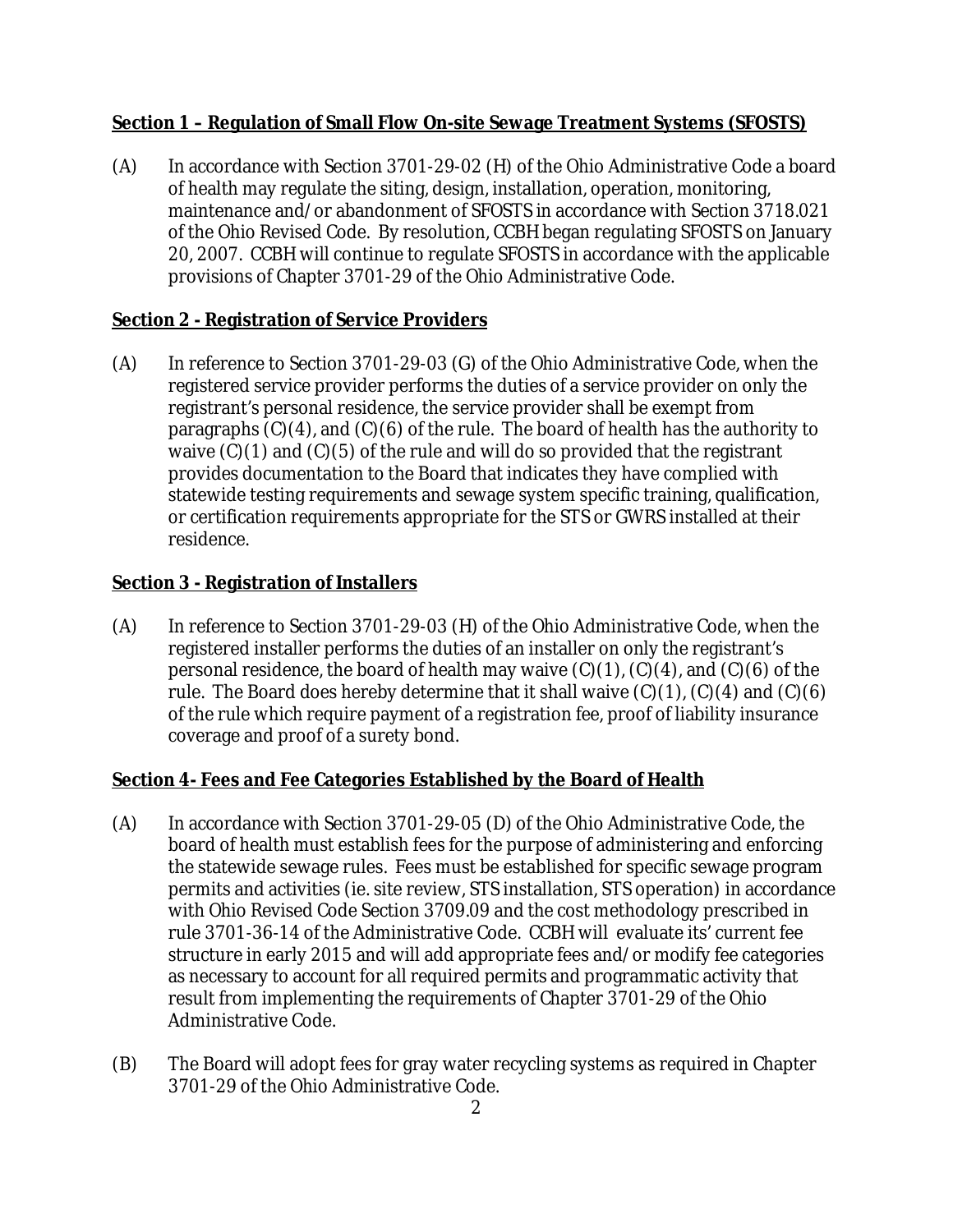**Section 1 – Regulation of Small Flow On-site Sewage Treatment Systems (SFOSTS)**

(A) In accordance with Section 3701-29-02 (H) of the Ohio Administrative Code a board of health may regulate the siting, design, installation, operation, monitoring, maintenance and/or abandonment of SFOSTS in accordance with Section 3718.021 of the Ohio Revised Code. By resolution, CCBH began regulating SFOSTS on January 20, 2007. CCBH will continue to regulate SFOSTS in accordance with the applicable provisions of Chapter 3701-29 of the Ohio Administrative Code.

**Section 2 - Registration of Service Providers**

(A) In reference to Section 3701-29-03 (G) of the Ohio Administrative Code, when the registered service provider performs the duties of a service provider on only the registrant's personal residence, the service provider shall be exempt from paragraphs (C)(4), and (C)(6) of the rule. The board of health has the authority to waive (C)(1) and (C)(5) of the rule and will do so provided that the registrant provides documentation to the Board that indicates they have complied with statewide testing requirements and sewage system specific training, qualification, or certification requirements appropriate for the STS or GWRS installed at their residence.

**Section 3 - Registration of Installers**

(A) In reference to Section 3701-29-03 (H) of the Ohio Administrative Code, when the registered installer performs the duties of an installer on only the registrant's personal residence, the board of health may waive (C)(1), (C)(4), and (C)(6) of the rule. The Board does hereby determine that it shall waive (C)(1), (C)(4) and (C)(6) of the rule which require payment of a registration fee, proof of liability insurance coverage and proof of a surety bond.

**Section 4- Fees and Fee Categories Established by the Board of Health**

(A) In accordance with Section 3701-29-05 (D) of the Ohio Administrative Code, the board of health must establish fees for the purpose of administering and enforcing the statewide sewage rules. Fees must be established for specific sewage program permits and activities (ie. site review, STS installation, STS operation) in accordance with Ohio Revised Code Section 3709.09 and the cost methodology prescribed in rule 3701-36-14 of the Administrative Code. CCBH will evaluate its' current fee structure in early 2015 and will add appropriate fees and/or modify fee categories as necessary to account for all required permits and programmatic activity that result from implementing the requirements of Chapter 3701-29 of the Ohio Administrative Code.

(B) The Board will adopt fees for gray water recycling systems as required in Chapter 3701-29 of the Ohio Administrative Code.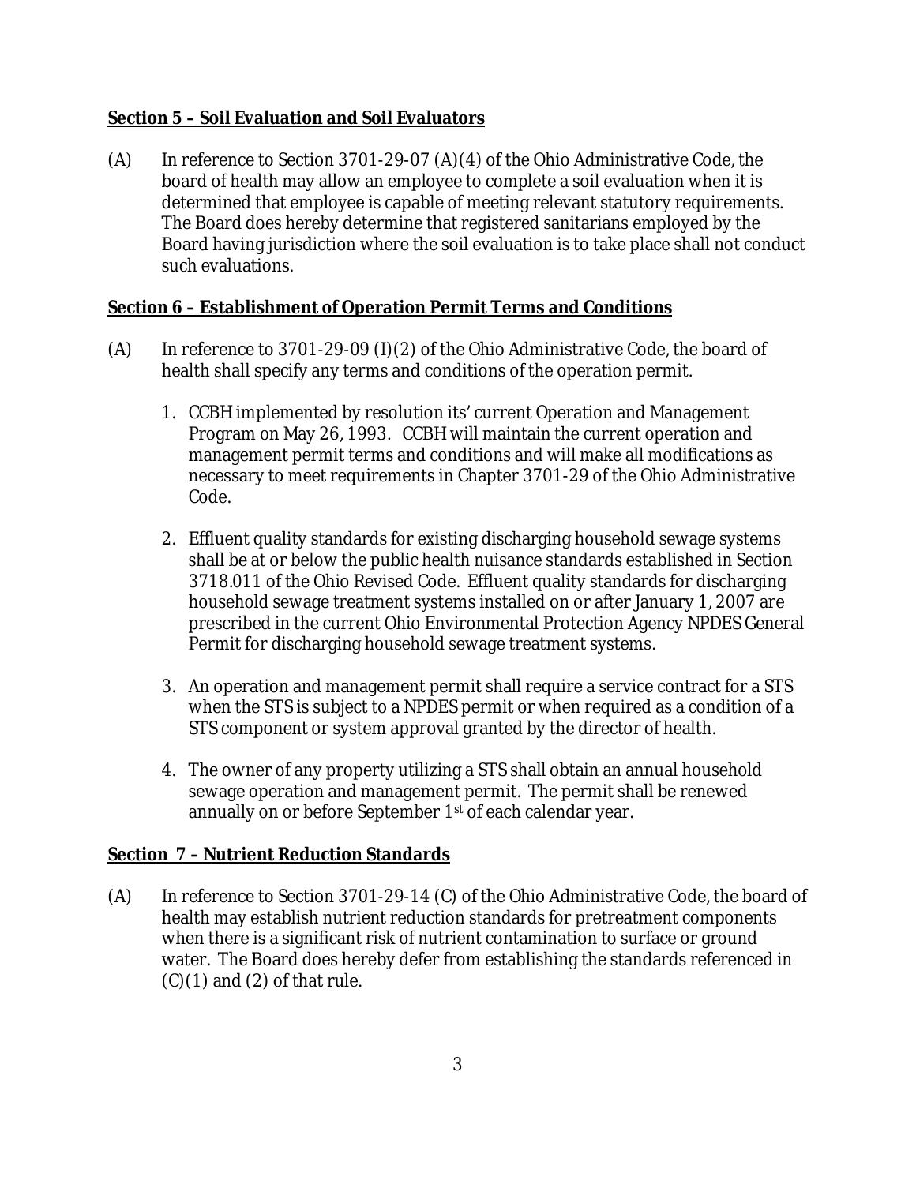**<u>Section 5 – Soil Evaluation and Soil Evaluators</u>**

(A) In reference to Section 3701-29-07 (A)(4) of the Ohio Administrative Code, the board of health may allow an employee to complete a soil evaluation when it is determined that employee is capable of meeting relevant statutory requirements. The Board does hereby determine that registered sanitarians employed by the Board having jurisdiction where the soil evaluation is to take place shall not conduct such evaluations.

**<u>Section 6 – Establishment of Operation Permit Terms and Conditions</u>**

(A) In reference to 3701-29-09 (I)(2) of the Ohio Administrative Code, the board of health shall specify any terms and conditions of the operation permit.

1. CCBH implemented by resolution its' current Operation and Management Program on May 26, 1993. CCBH will maintain the current operation and management permit terms and conditions and will make all modifications as necessary to meet requirements in Chapter 3701-29 of the Ohio Administrative Code.

2. Effluent quality standards for existing discharging household sewage systems shall be at or below the public health nuisance standards established in Section 3718.011 of the Ohio Revised Code. Effluent quality standards for discharging household sewage treatment systems installed on or after January 1, 2007 are prescribed in the current Ohio Environmental Protection Agency NPDES General Permit for discharging household sewage treatment systems.

3. An operation and management permit shall require a service contract for a STS when the STS is subject to a NPDES permit or when required as a condition of a STS component or system approval granted by the director of health.

4. The owner of any property utilizing a STS shall obtain an annual household sewage operation and management permit. The permit shall be renewed annually on or before September 1st of each calendar year.

**<u>Section 7 – Nutrient Reduction Standards</u>**

(A) In reference to Section 3701-29-14 (C) of the Ohio Administrative Code, the board of health may establish nutrient reduction standards for pretreatment components when there is a significant risk of nutrient contamination to surface or ground water. The Board does hereby defer from establishing the standards referenced in (C)(1) and (2) of that rule.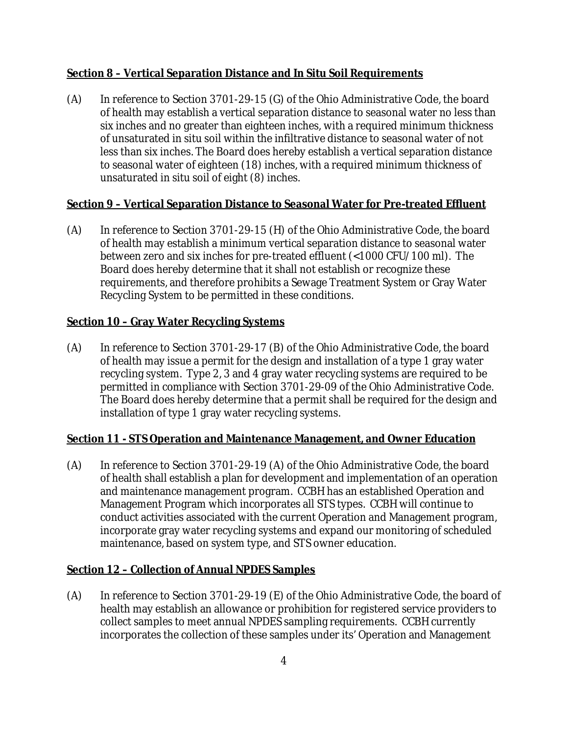**Section 8 – Vertical Separation Distance and In Situ Soil Requirements**

(A) In reference to Section 3701-29-15 (G) of the Ohio Administrative Code, the board of health may establish a vertical separation distance to seasonal water no less than six inches and no greater than eighteen inches, with a required minimum thickness of unsaturated in situ soil within the infiltrative distance to seasonal water of not less than six inches. The Board does hereby establish a vertical separation distance to seasonal water of eighteen (18) inches, with a required minimum thickness of unsaturated in situ soil of eight (8) inches.

**Section 9 – Vertical Separation Distance to Seasonal Water for Pre-treated Effluent**

(A) In reference to Section 3701-29-15 (H) of the Ohio Administrative Code, the board of health may establish a minimum vertical separation distance to seasonal water between zero and six inches for pre-treated effluent (<1000 CFU/100 ml). The Board does hereby determine that it shall not establish or recognize these requirements, and therefore prohibits a Sewage Treatment System or Gray Water Recycling System to be permitted in these conditions.

**Section 10 – Gray Water Recycling Systems**

(A) In reference to Section 3701-29-17 (B) of the Ohio Administrative Code, the board of health may issue a permit for the design and installation of a type 1 gray water recycling system. Type 2, 3 and 4 gray water recycling systems are required to be permitted in compliance with Section 3701-29-09 of the Ohio Administrative Code. The Board does hereby determine that a permit shall be required for the design and installation of type 1 gray water recycling systems.

**Section 11 - STS Operation and Maintenance Management, and Owner Education**

(A) In reference to Section 3701-29-19 (A) of the Ohio Administrative Code, the board of health shall establish a plan for development and implementation of an operation and maintenance management program. CCBH has an established Operation and Management Program which incorporates all STS types. CCBH will continue to conduct activities associated with the current Operation and Management program, incorporate gray water recycling systems and expand our monitoring of scheduled maintenance, based on system type, and STS owner education.

**Section 12 – Collection of Annual NPDES Samples**

(A) In reference to Section 3701-29-19 (E) of the Ohio Administrative Code, the board of health may establish an allowance or prohibition for registered service providers to collect samples to meet annual NPDES sampling requirements. CCBH currently incorporates the collection of these samples under its' Operation and Management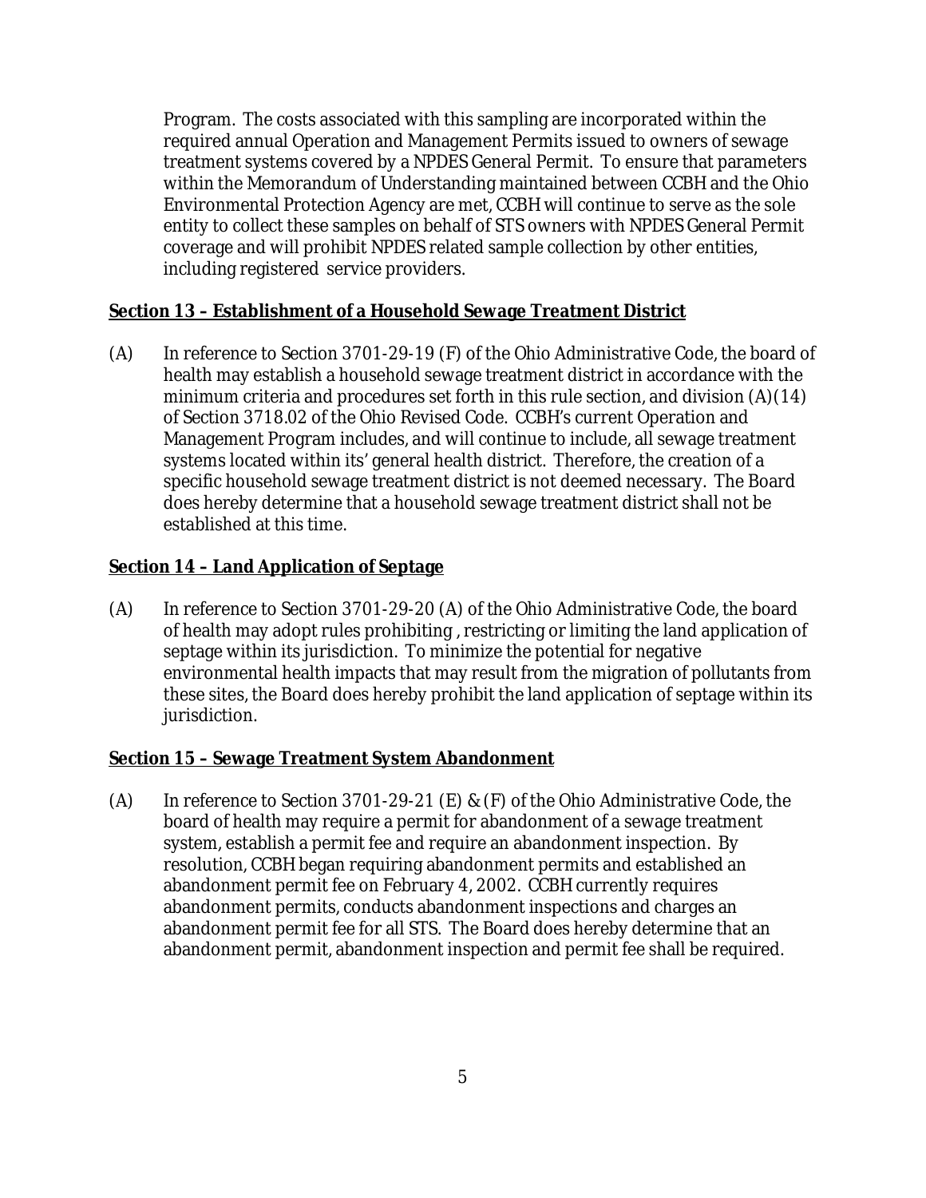Program. The costs associated with this sampling are incorporated within the required annual Operation and Management Permits issued to owners of sewage treatment systems covered by a NPDES General Permit. To ensure that parameters within the Memorandum of Understanding maintained between CCBH and the Ohio Environmental Protection Agency are met, CCBH will continue to serve as the sole entity to collect these samples on behalf of STS owners with NPDES General Permit coverage and will prohibit NPDES related sample collection by other entities, including registered service providers.

**Section 13 – Establishment of a Household Sewage Treatment District**

(A) In reference to Section 3701-29-19 (F) of the Ohio Administrative Code, the board of health may establish a household sewage treatment district in accordance with the minimum criteria and procedures set forth in this rule section, and division (A)(14) of Section 3718.02 of the Ohio Revised Code. CCBH's current Operation and Management Program includes, and will continue to include, all sewage treatment systems located within its' general health district. Therefore, the creation of a specific household sewage treatment district is not deemed necessary. The Board does hereby determine that a household sewage treatment district shall not be established at this time.

**Section 14 – Land Application of Septage**

(A) In reference to Section 3701-29-20 (A) of the Ohio Administrative Code, the board of health may adopt rules prohibiting , restricting or limiting the land application of septage within its jurisdiction. To minimize the potential for negative environmental health impacts that may result from the migration of pollutants from these sites, the Board does hereby prohibit the land application of septage within its jurisdiction.

**Section 15 – Sewage Treatment System Abandonment**

(A) In reference to Section 3701-29-21 (E) & (F) of the Ohio Administrative Code, the board of health may require a permit for abandonment of a sewage treatment system, establish a permit fee and require an abandonment inspection. By resolution, CCBH began requiring abandonment permits and established an abandonment permit fee on February 4, 2002. CCBH currently requires abandonment permits, conducts abandonment inspections and charges an abandonment permit fee for all STS. The Board does hereby determine that an abandonment permit, abandonment inspection and permit fee shall be required.